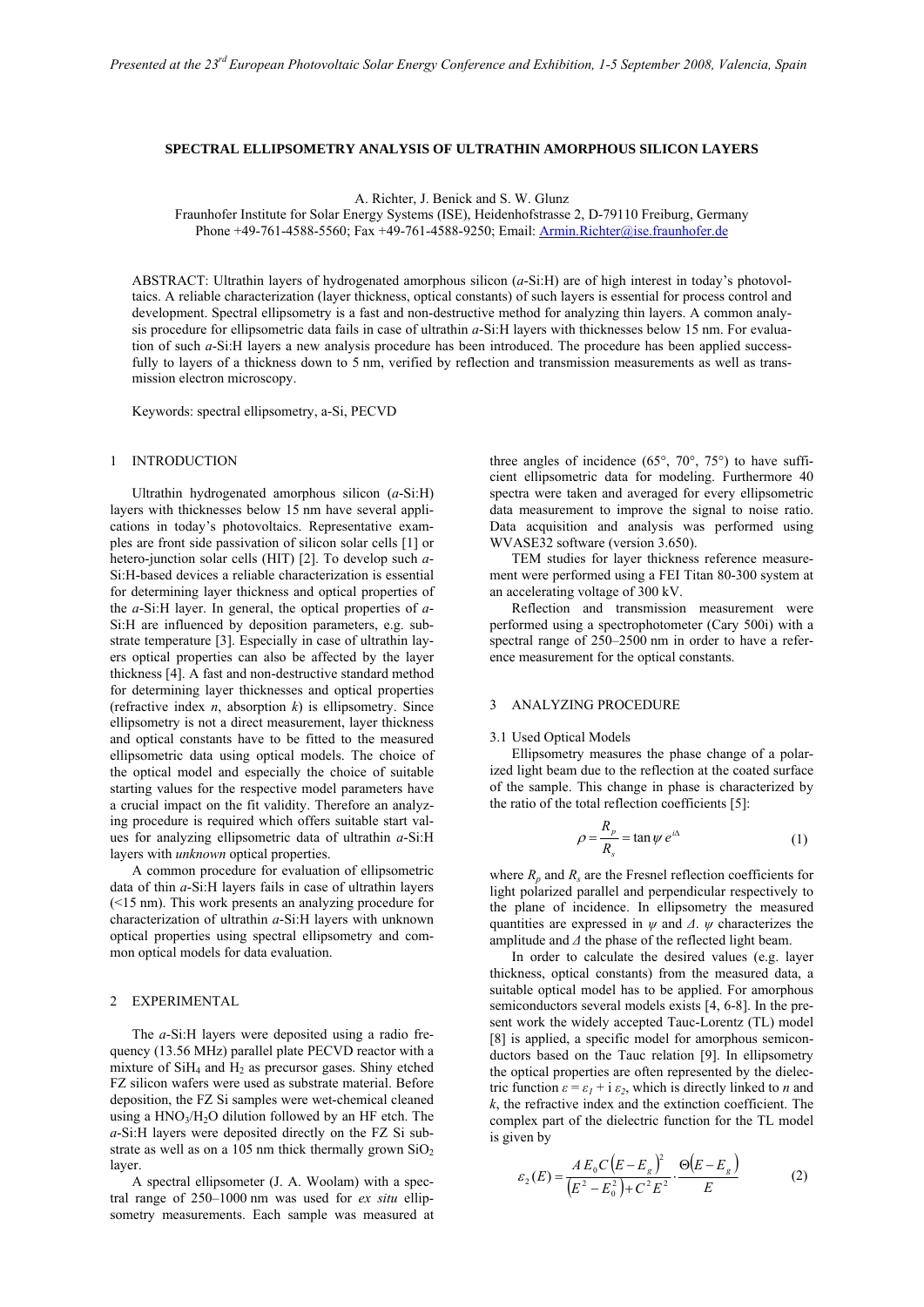# SPECTRAL ELLIPSOMETRY ANALYSIS OF ULTRATHIN AMORPHOUS SILICON LAYERS

A. Richter, J. Benick and S. W. Glunz
Fraunhofer Institute for Solar Energy Systems (ISE), Heidenhofstrasse 2, D-79110 Freiburg, Germany
Phone +49-761-4588-5560; Fax +49-761-4588-9250; Email: Armin.Richter@ise.fraunhofer.de

ABSTRACT: Ultrathin layers of hydrogenated amorphous silicon (*a*-Si:H) are of high interest in today's photovoltaics. A reliable characterization (layer thickness, optical constants) of such layers is essential for process control and development. Spectral ellipsometry is a fast and non-destructive method for analyzing thin layers. A common analysis procedure for ellipsometric data fails in case of ultrathin *a*-Si:H layers with thicknesses below 15 nm. For evaluation of such *a*-Si:H layers a new analysis procedure has been introduced. The procedure has been applied successfully to layers of a thickness down to 5 nm, verified by reflection and transmission measurements as well as transmission electron microscopy.

Keywords: spectral ellipsometry, a-Si, PECVD

## 1 INTRODUCTION

Ultrathin hydrogenated amorphous silicon (*a*-Si:H) layers with thicknesses below 15 nm have several applications in today's photovoltaics. Representative examples are front side passivation of silicon solar cells [1] or hetero-junction solar cells (HIT) [2]. To develop such *a*-Si:H-based devices a reliable characterization is essential for determining layer thickness and optical properties of the *a*-Si:H layer. In general, the optical properties of *a*-Si:H are influenced by deposition parameters, e.g. substrate temperature [3]. Especially in case of ultrathin layers optical properties can also be affected by the layer thickness [4]. A fast and non-destructive standard method for determining layer thicknesses and optical properties (refractive index *n*, absorption *k*) is ellipsometry. Since ellipsometry is not a direct measurement, layer thickness and optical constants have to be fitted to the measured ellipsometric data using optical models. The choice of the optical model and especially the choice of suitable starting values for the respective model parameters have a crucial impact on the fit validity. Therefore an analyzing procedure is required which offers suitable start values for analyzing ellipsometric data of ultrathin *a*-Si:H layers with *unknown* optical properties.

A common procedure for evaluation of ellipsometric data of thin *a*-Si:H layers fails in case of ultrathin layers (<15 nm). This work presents an analyzing procedure for characterization of ultrathin *a*-Si:H layers with unknown optical properties using spectral ellipsometry and common optical models for data evaluation.

## 2 EXPERIMENTAL

The *a*-Si:H layers were deposited using a radio frequency (13.56 MHz) parallel plate PECVD reactor with a mixture of $SiH_4$ and $H_2$ as precursor gases. Shiny etched FZ silicon wafers were used as substrate material. Before deposition, the FZ Si samples were wet-chemical cleaned using a $HNO_3/H_2O$ dilution followed by an HF etch. The *a*-Si:H layers were deposited directly on the FZ Si substrate as well as on a 105 nm thick thermally grown $SiO_2$ layer.

A spectral ellipsometer (J. A. Woolam) with a spectral range of 250–1000 nm was used for *ex situ* ellipsometry measurements. Each sample was measured at three angles of incidence (65°, 70°, 75°) to have sufficient ellipsometric data for modeling. Furthermore 40 spectra were taken and averaged for every ellipsometric data measurement to improve the signal to noise ratio. Data acquisition and analysis was performed using WVASE32 software (version 3.650).

TEM studies for layer thickness reference measurement were performed using a FEI Titan 80-300 system at an accelerating voltage of 300 kV.

Reflection and transmission measurement were performed using a spectrophotometer (Cary 500i) with a spectral range of 250–2500 nm in order to have a reference measurement for the optical constants.

## 3 ANALYZING PROCEDURE

### 3.1 Used Optical Models

Ellipsometry measures the phase change of a polarized light beam due to the reflection at the coated surface of the sample. This change in phase is characterized by the ratio of the total reflection coefficients [5]:

$$\rho = \frac{R_p}{R_s} = \tan\psi \, e^{i\Delta} \tag{1}$$

where $R_p$ and $R_s$ are the Fresnel reflection coefficients for light polarized parallel and perpendicular respectively to the plane of incidence. In ellipsometry the measured quantities are expressed in $\psi$ and $\Delta$. $\psi$ characterizes the amplitude and $\Delta$ the phase of the reflected light beam.

In order to calculate the desired values (e.g. layer thickness, optical constants) from the measured data, a suitable optical model has to be applied. For amorphous semiconductors several models exists [4, 6-8]. In the present work the widely accepted Tauc-Lorentz (TL) model [8] is applied, a specific model for amorphous semiconductors based on the Tauc relation [9]. In ellipsometry the optical properties are often represented by the dielectric function $\varepsilon = \varepsilon_1 + i\,\varepsilon_2$, which is directly linked to *n* and *k*, the refractive index and the extinction coefficient. The complex part of the dielectric function for the TL model is given by

$$\varepsilon_2(E) = \frac{A\,E_0\,C\left(E - E_g\right)^2}{\left(E^2 - E_0^2\right) + C^2 E^2} \cdot \frac{\Theta\left(E - E_g\right)}{E} \tag{2}$$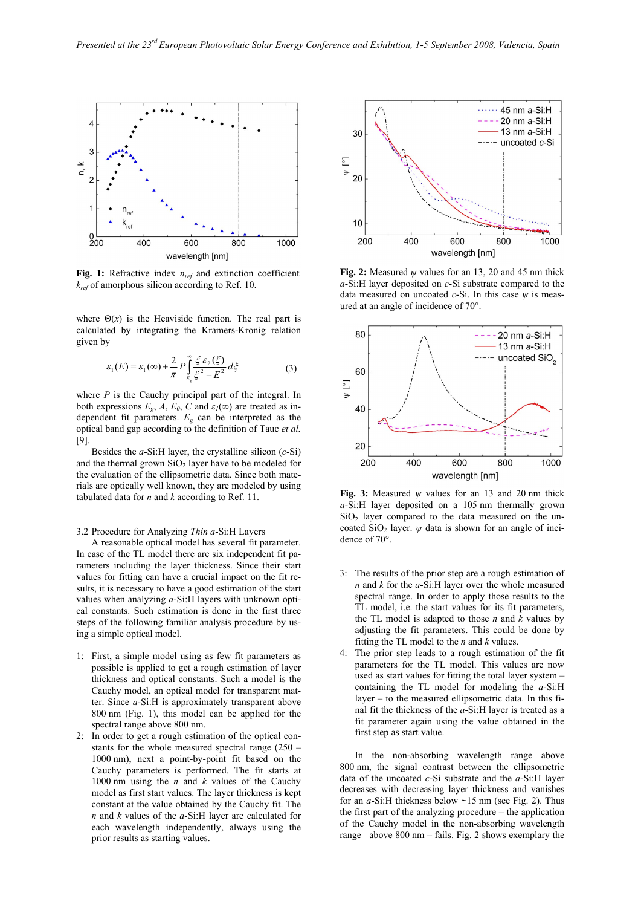**Fig. 1:** Refractive index $n_{ref}$ and extinction coefficient $k_{ref}$ of amorphous silicon according to Ref. 10.

where $\Theta(x)$ is the Heaviside function. The real part is calculated by integrating the Kramers-Kronig relation given by

$$\varepsilon_1(E) = \varepsilon_1(\infty) + \frac{2}{\pi} P \int_{E_g}^{\infty} \frac{\xi\, \varepsilon_2(\xi)}{\xi^2 - E^2} d\xi \qquad (3)$$

where $P$ is the Cauchy principal part of the integral. In both expressions $E_g$, $A$, $E_0$, $C$ and $\varepsilon_1(\infty)$ are treated as independent fit parameters. $E_g$ can be interpreted as the optical band gap according to the definition of Tauc *et al.* [9].

Besides the *a*-Si:H layer, the crystalline silicon (*c*-Si) and the thermal grown $SiO_2$ layer have to be modeled for the evaluation of the ellipsometric data. Since both materials are optically well known, they are modeled by using tabulated data for $n$ and $k$ according to Ref. 11.

### 3.2 Procedure for Analyzing *Thin a*-Si:H Layers

A reasonable optical model has several fit parameter. In case of the TL model there are six independent fit parameters including the layer thickness. Since their start values for fitting can have a crucial impact on the fit results, it is necessary to have a good estimation of the start values when analyzing *a*-Si:H layers with unknown optical constants. Such estimation is done in the first three steps of the following familiar analysis procedure by using a simple optical model.

1: First, a simple model using as few fit parameters as possible is applied to get a rough estimation of layer thickness and optical constants. Such a model is the Cauchy model, an optical model for transparent matter. Since *a*-Si:H is approximately transparent above 800 nm (Fig. 1), this model can be applied for the spectral range above 800 nm.

2: In order to get a rough estimation of the optical constants for the whole measured spectral range (250 – 1000 nm), next a point-by-point fit based on the Cauchy parameters is performed. The fit starts at 1000 nm using the $n$ and $k$ values of the Cauchy model as first start values. The layer thickness is kept constant at the value obtained by the Cauchy fit. The $n$ and $k$ values of the *a*-Si:H layer are calculated for each wavelength independently, always using the prior results as starting values.

**Fig. 2:** Measured $\psi$ values for an 13, 20 and 45 nm thick *a*-Si:H layer deposited on *c*-Si substrate compared to the data measured on uncoated *c*-Si. In this case $\psi$ is measured at an angle of incidence of 70°.

**Fig. 3:** Measured $\psi$ values for an 13 and 20 nm thick *a*-Si:H layer deposited on a 105 nm thermally grown $SiO_2$ layer compared to the data measured on the uncoated $SiO_2$ layer. $\psi$ data is shown for an angle of incidence of 70°.

3: The results of the prior step are a rough estimation of $n$ and $k$ for the *a*-Si:H layer over the whole measured spectral range. In order to apply those results to the TL model, i.e. the start values for its fit parameters, the TL model is adapted to those $n$ and $k$ values by adjusting the fit parameters. This could be done by fitting the TL model to the $n$ and $k$ values.

4: The prior step leads to a rough estimation of the fit parameters for the TL model. This values are now used as start values for fitting the total layer system – containing the TL model for modeling the *a*-Si:H layer – to the measured ellipsometric data. In this final fit the thickness of the *a*-Si:H layer is treated as a fit parameter again using the value obtained in the first step as start value.

In the non-absorbing wavelength range above 800 nm, the signal contrast between the ellipsometric data of the uncoated *c*-Si substrate and the *a*-Si:H layer decreases with decreasing layer thickness and vanishes for an *a*-Si:H thickness below ~15 nm (see Fig. 2). Thus the first part of the analyzing procedure – the application of the Cauchy model in the non-absorbing wavelength range above 800 nm – fails. Fig. 2 shows exemplary the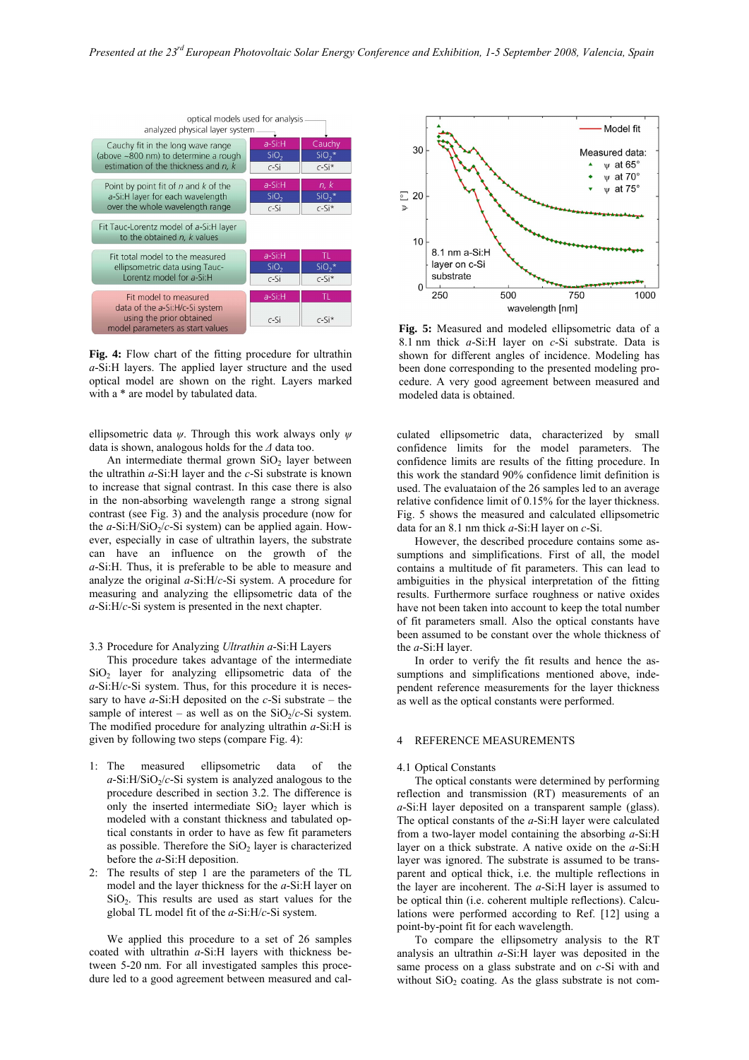**Fig. 4:** Flow chart of the fitting procedure for ultrathin *a*-Si:H layers. The applied layer structure and the used optical model are shown on the right. Layers marked with a * are model by tabulated data.

**Fig. 5:** Measured and modeled ellipsometric data of a 8.1 nm thick *a*-Si:H layer on *c*-Si substrate. Data is shown for different angles of incidence. Modeling has been done corresponding to the presented modeling procedure. A very good agreement between measured and modeled data is obtained.

ellipsometric data *ψ*. Through this work always only *ψ* data is shown, analogous holds for the *Δ* data too.

An intermediate thermal grown $SiO_2$ layer between the ultrathin *a*-Si:H layer and the *c*-Si substrate is known to increase that signal contrast. In this case there is also in the non-absorbing wavelength range a strong signal contrast (see Fig. 3) and the analysis procedure (now for the *a*-Si:H/$SiO_2$/*c*-Si system) can be applied again. However, especially in case of ultrathin layers, the substrate can have an influence on the growth of the *a*-Si:H. Thus, it is preferable to be able to measure and analyze the original *a*-Si:H/*c*-Si system. A procedure for measuring and analyzing the ellipsometric data of the *a*-Si:H/*c*-Si system is presented in the next chapter.

### 3.3 Procedure for Analyzing *Ultrathin* *a*-Si:H Layers

This procedure takes advantage of the intermediate $SiO_2$ layer for analyzing ellipsometric data of the *a*-Si:H/*c*-Si system. Thus, for this procedure it is necessary to have *a*-Si:H deposited on the *c*-Si substrate – the sample of interest – as well as on the $SiO_2$/*c*-Si system. The modified procedure for analyzing ultrathin *a*-Si:H is given by following two steps (compare Fig. 4):

1: The measured ellipsometric data of the *a*-Si:H/$SiO_2$/*c*-Si system is analyzed analogous to the procedure described in section 3.2. The difference is only the inserted intermediate $SiO_2$ layer which is modeled with a constant thickness and tabulated optical constants in order to have as few fit parameters as possible. Therefore the $SiO_2$ layer is characterized before the *a*-Si:H deposition.

2: The results of step 1 are the parameters of the TL model and the layer thickness for the *a*-Si:H layer on $SiO_2$. This results are used as start values for the global TL model fit of the *a*-Si:H/*c*-Si system.

We applied this procedure to a set of 26 samples coated with ultrathin *a*-Si:H layers with thickness between 5-20 nm. For all investigated samples this procedure led to a good agreement between measured and calculated ellipsometric data, characterized by small confidence limits for the model parameters. The confidence limits are results of the fitting procedure. In this work the standard 90% confidence limit definition is used. The evaluataion of the 26 samples led to an average relative confidence limit of 0.15% for the layer thickness. Fig. 5 shows the measured and calculated ellipsometric data for an 8.1 nm thick *a*-Si:H layer on *c*-Si.

However, the described procedure contains some assumptions and simplifications. First of all, the model contains a multitude of fit parameters. This can lead to ambiguities in the physical interpretation of the fitting results. Furthermore surface roughness or native oxides have not been taken into account to keep the total number of fit parameters small. Also the optical constants have been assumed to be constant over the whole thickness of the *a*-Si:H layer.

In order to verify the fit results and hence the assumptions and simplifications mentioned above, independent reference measurements for the layer thickness as well as the optical constants were performed.

## 4 REFERENCE MEASUREMENTS

### 4.1 Optical Constants

The optical constants were determined by performing reflection and transmission (RT) measurements of an *a*-Si:H layer deposited on a transparent sample (glass). The optical constants of the *a*-Si:H layer were calculated from a two-layer model containing the absorbing *a*-Si:H layer on a thick substrate. A native oxide on the *a*-Si:H layer was ignored. The substrate is assumed to be transparent and optical thick, i.e. the multiple reflections in the layer are incoherent. The *a*-Si:H layer is assumed to be optical thin (i.e. coherent multiple reflections). Calculations were performed according to Ref. [12] using a point-by-point fit for each wavelength.

To compare the ellipsometry analysis to the RT analysis an ultrathin *a*-Si:H layer was deposited in the same process on a glass substrate and on *c*-Si with and without $SiO_2$ coating. As the glass substrate is not com-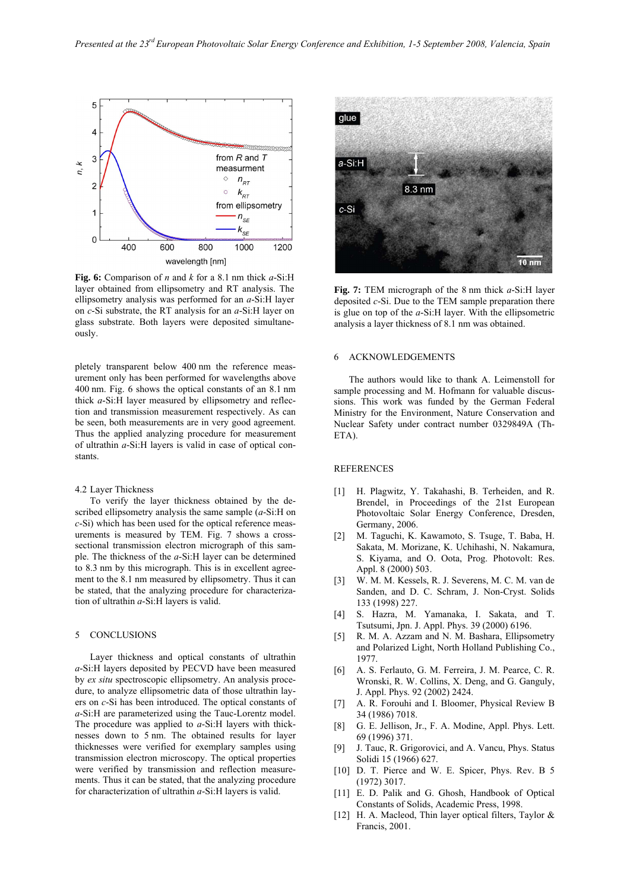5

4

3

n, k

2

1

0

400 600 800 1000 1200

wavelength [nm]

from R and T measurment

$n_{RT}$

$k_{RT}$

from ellipsometry

$n_{SE}$

$k_{SE}$

**Fig. 6:** Comparison of $n$ and $k$ for a 8.1 nm thick *a*-Si:H layer obtained from ellipsometry and RT analysis. The ellipsometry analysis was performed for an *a*-Si:H layer on *c*-Si substrate, the RT analysis for an *a*-Si:H layer on glass substrate. Both layers were deposited simultaneously.

pletely transparent below 400 nm the reference measurement only has been performed for wavelengths above 400 nm. Fig. 6 shows the optical constants of an 8.1 nm thick *a*-Si:H layer measured by ellipsometry and reflection and transmission measurement respectively. As can be seen, both measurements are in very good agreement. Thus the applied analyzing procedure for measurement of ultrathin *a*-Si:H layers is valid in case of optical constants.

### 4.2 Layer Thickness

To verify the layer thickness obtained by the described ellipsometry analysis the same sample (*a*-Si:H on *c*-Si) which has been used for the optical reference measurements is measured by TEM. Fig. 7 shows a cross-sectional transmission electron micrograph of this sample. The thickness of the *a*-Si:H layer can be determined to 8.3 nm by this micrograph. This is in excellent agreement to the 8.1 nm measured by ellipsometry. Thus it can be stated, that the analyzing procedure for characterization of ultrathin *a*-Si:H layers is valid.

glue

a-Si:H

8.3 nm

c-Si

10 nm

**Fig. 7:** TEM micrograph of the 8 nm thick *a*-Si:H layer deposited *c*-Si. Due to the TEM sample preparation there is glue on top of the *a*-Si:H layer. With the ellipsometric analysis a layer thickness of 8.1 nm was obtained.

## 5 CONCLUSIONS

Layer thickness and optical constants of ultrathin *a*-Si:H layers deposited by PECVD have been measured by *ex situ* spectroscopic ellipsometry. An analysis procedure, to analyze ellipsometric data of those ultrathin layers on *c*-Si has been introduced. The optical constants of *a*-Si:H are parameterized using the Tauc-Lorentz model. The procedure was applied to *a*-Si:H layers with thicknesses down to 5 nm. The obtained results for layer thicknesses were verified for exemplary samples using transmission electron microscopy. The optical properties were verified by transmission and reflection measurements. Thus it can be stated, that the analyzing procedure for characterization of ultrathin *a*-Si:H layers is valid.

## 6 ACKNOWLEDGEMENTS

The authors would like to thank A. Leimenstoll for sample processing and M. Hofmann for valuable discussions. This work was funded by the German Federal Ministry for the Environment, Nature Conservation and Nuclear Safety under contract number 0329849A (Th-ETA).

## REFERENCES

[1] H. Plagwitz, Y. Takahashi, B. Terheiden, and R. Brendel, in Proceedings of the 21st European Photovoltaic Solar Energy Conference, Dresden, Germany, 2006.

[2] M. Taguchi, K. Kawamoto, S. Tsuge, T. Baba, H. Sakata, M. Morizane, K. Uchihashi, N. Nakamura, S. Kiyama, and O. Oota, Prog. Photovolt: Res. Appl. 8 (2000) 503.

[3] W. M. M. Kessels, R. J. Severens, M. C. M. van de Sanden, and D. C. Schram, J. Non-Cryst. Solids 133 (1998) 227.

[4] S. Hazra, M. Yamanaka, I. Sakata, and T. Tsutsumi, Jpn. J. Appl. Phys. 39 (2000) 6196.

[5] R. M. A. Azzam and N. M. Bashara, Ellipsometry and Polarized Light, North Holland Publishing Co., 1977.

[6] A. S. Ferlauto, G. M. Ferreira, J. M. Pearce, C. R. Wronski, R. W. Collins, X. Deng, and G. Ganguly, J. Appl. Phys. 92 (2002) 2424.

[7] A. R. Forouhi and I. Bloomer, Physical Review B 34 (1986) 7018.

[8] G. E. Jellison, Jr., F. A. Modine, Appl. Phys. Lett. 69 (1996) 371.

[9] J. Tauc, R. Grigorovici, and A. Vancu, Phys. Status Solidi 15 (1966) 627.

[10] D. T. Pierce and W. E. Spicer, Phys. Rev. B 5 (1972) 3017.

[11] E. D. Palik and G. Ghosh, Handbook of Optical Constants of Solids, Academic Press, 1998.

[12] H. A. Macleod, Thin layer optical filters, Taylor & Francis, 2001.